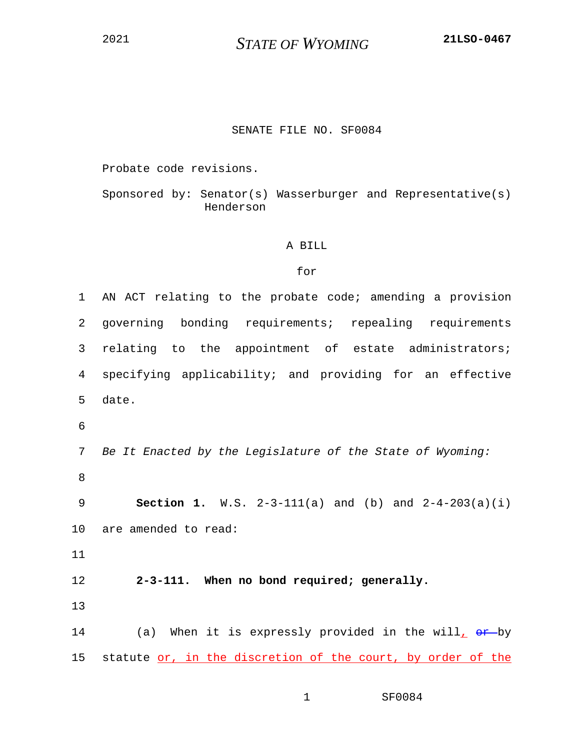2021 STATE OF WYOMING 21LSO-0467

SENATE FILE NO. SF0084

Probate code revisions.

Sponsored by: Senator(s) Wasserburger and Representative(s) Henderson

A BILL

for

1 AN ACT relating to the probate code; amending a provision
2 governing bonding requirements; repealing requirements
3 relating to the appointment of estate administrators;
4 specifying applicability; and providing for an effective
5 date.

6

7 *Be It Enacted by the Legislature of the State of Wyoming:*

8

9 **Section 1.** W.S. 2-3-111(a) and (b) and 2-4-203(a)(i)
10 are amended to read:

11

12 **2-3-111. When no bond required; generally.**

13

14 (a) When it is expressly provided in the will, ~~or~~ by
15 statute or, in the discretion of the court, by order of the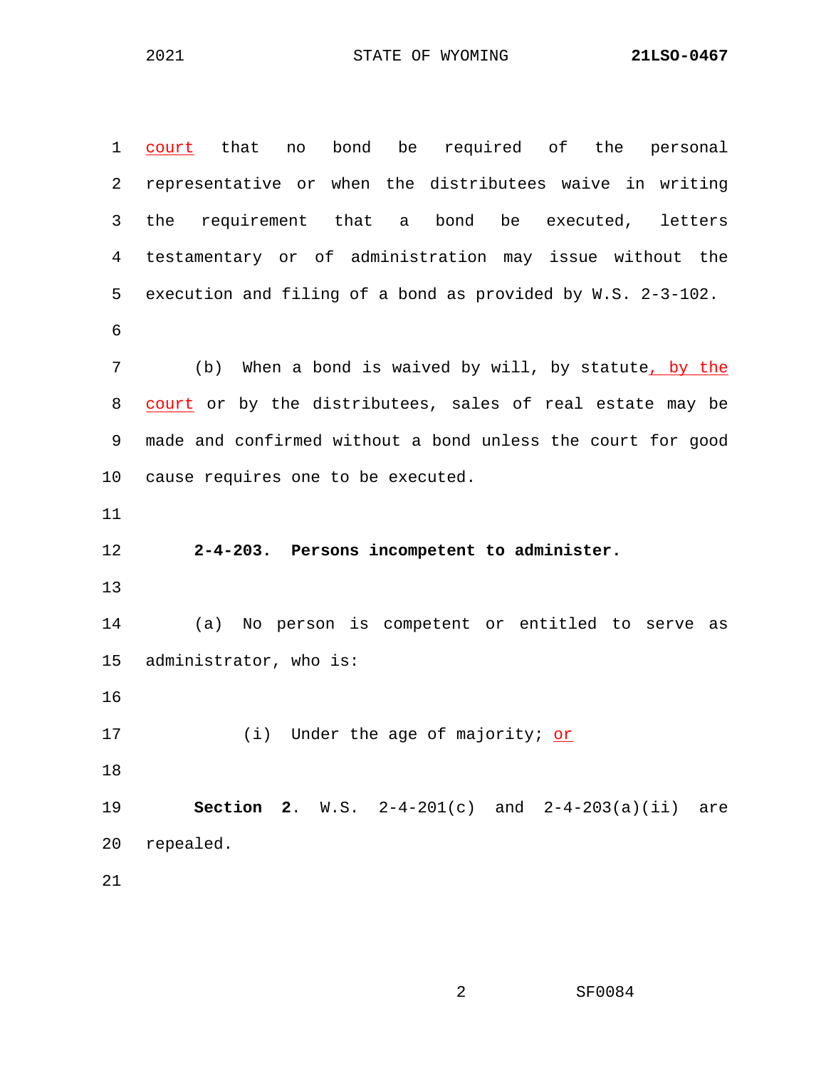court that no bond be required of the personal representative or when the distributees waive in writing the requirement that a bond be executed, letters testamentary or of administration may issue without the execution and filing of a bond as provided by W.S. 2-3-102.

(b) When a bond is waived by will, by statute, by the court or by the distributees, sales of real estate may be made and confirmed without a bond unless the court for good cause requires one to be executed.

**2-4-203. Persons incompetent to administer.**

(a) No person is competent or entitled to serve as administrator, who is:

(i) Under the age of majority; or

**Section 2**. W.S. 2-4-201(c) and 2-4-203(a)(ii) are repealed.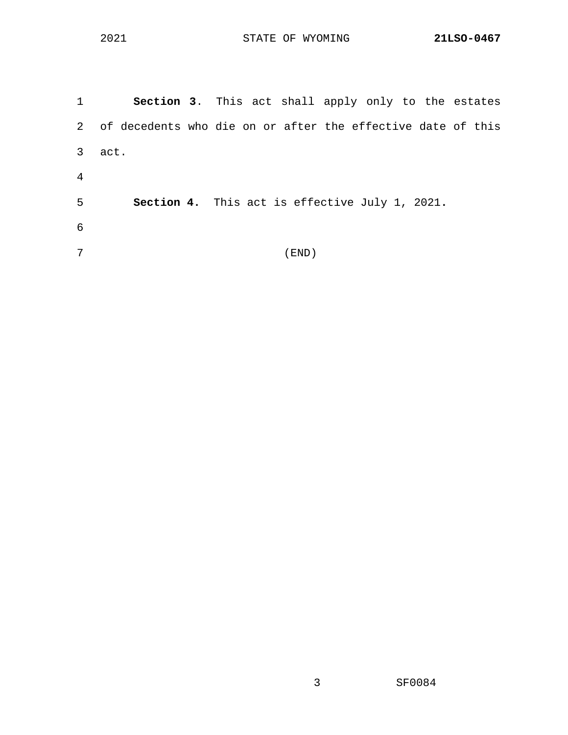**Section 3**. This act shall apply only to the estates of decedents who die on or after the effective date of this act.

**Section 4.** This act is effective July 1, 2021.

(END)